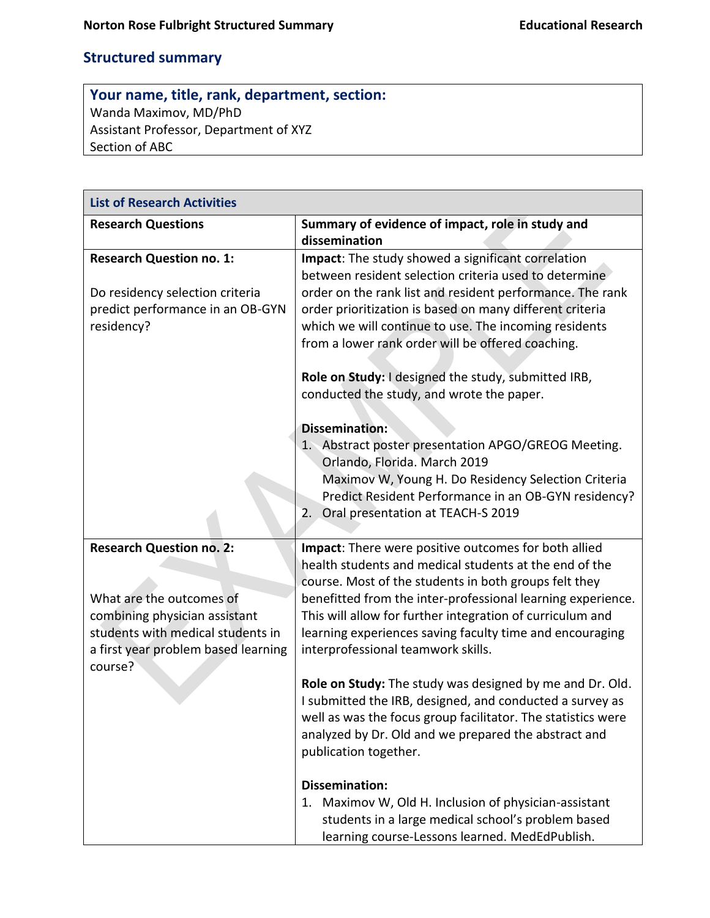## Structured summary

| **Your name, title, rank, department, section:** |
|---|
| Wanda Maximov, MD/PhD<br>Assistant Professor, Department of XYZ<br>Section of ABC |

| **List of Research Activities** | |
|---|---|
| **Research Questions** | **Summary of evidence of impact, role in study and dissemination** |
| **Research Question no. 1:**<br><br>Do residency selection criteria predict performance in an OB-GYN residency? | **Impact**: The study showed a significant correlation between resident selection criteria used to determine order on the rank list and resident performance. The rank order prioritization is based on many different criteria which we will continue to use. The incoming residents from a lower rank order will be offered coaching.<br><br>**Role on Study:** I designed the study, submitted IRB, conducted the study, and wrote the paper.<br><br>**Dissemination:**<br>1. Abstract poster presentation APGO/GREOG Meeting. Orlando, Florida. March 2019<br>Maximov W, Young H. Do Residency Selection Criteria Predict Resident Performance in an OB-GYN residency?<br>2. Oral presentation at TEACH-S 2019 |
| **Research Question no. 2:**<br><br>What are the outcomes of combining physician assistant students with medical students in a first year problem based learning course? | **Impact**: There were positive outcomes for both allied health students and medical students at the end of the course. Most of the students in both groups felt they benefitted from the inter-professional learning experience. This will allow for further integration of curriculum and learning experiences saving faculty time and encouraging interprofessional teamwork skills.<br><br>**Role on Study:** The study was designed by me and Dr. Old. I submitted the IRB, designed, and conducted a survey as well as was the focus group facilitator. The statistics were analyzed by Dr. Old and we prepared the abstract and publication together.<br><br>**Dissemination:**<br>1. Maximov W, Old H. Inclusion of physician-assistant students in a large medical school's problem based learning course-Lessons learned. MedEdPublish. |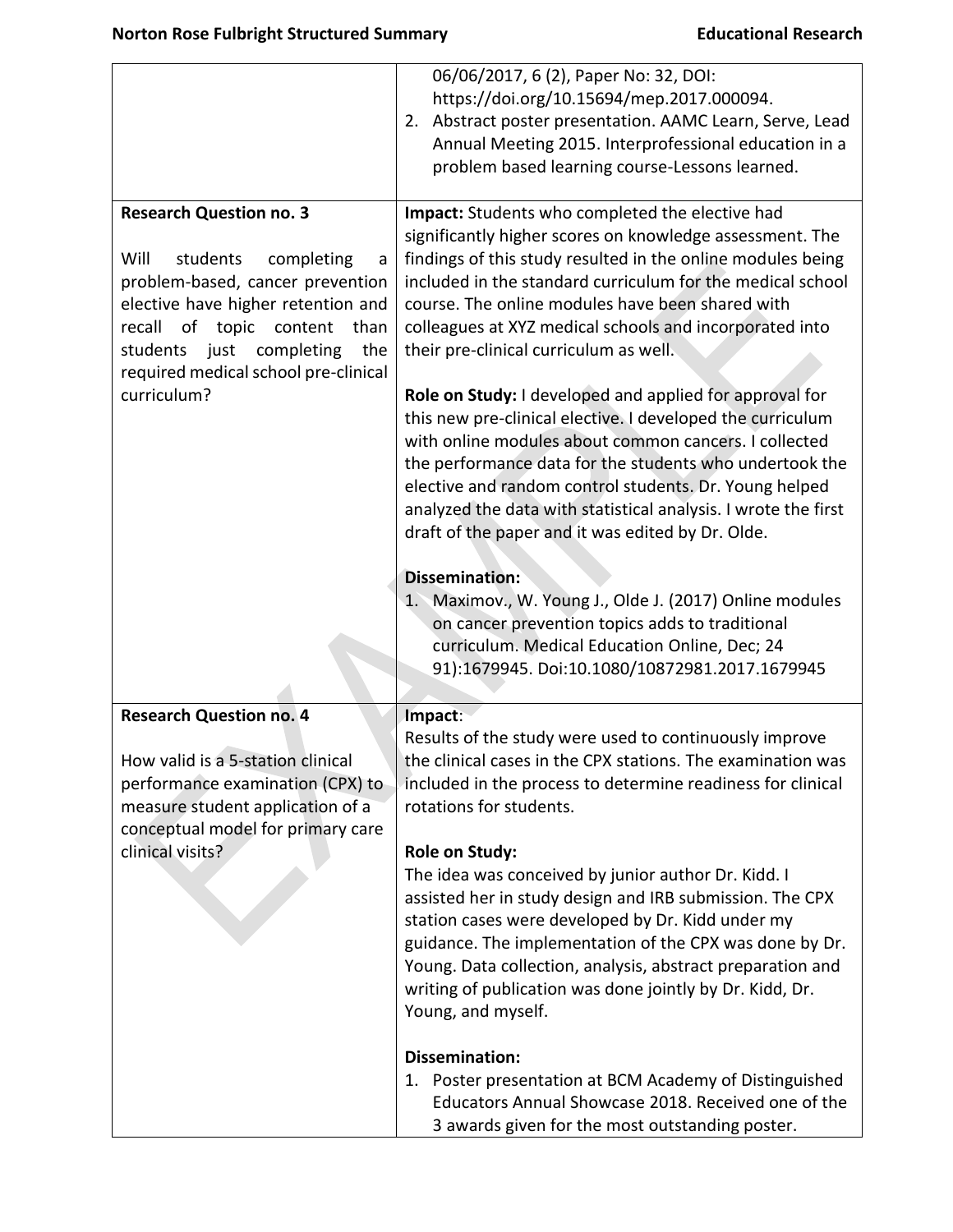| | |
|---|---|
| | 06/06/2017, 6 (2), Paper No: 32, DOI: https://doi.org/10.15694/mep.2017.000094.<br>2. Abstract poster presentation. AAMC Learn, Serve, Lead Annual Meeting 2015. Interprofessional education in a problem based learning course-Lessons learned. |
| **Research Question no. 3**<br><br>Will students completing a problem-based, cancer prevention elective have higher retention and recall of topic content than students just completing the required medical school pre-clinical curriculum? | **Impact:** Students who completed the elective had significantly higher scores on knowledge assessment. The findings of this study resulted in the online modules being included in the standard curriculum for the medical school course. The online modules have been shared with colleagues at XYZ medical schools and incorporated into their pre-clinical curriculum as well.<br><br>**Role on Study:** I developed and applied for approval for this new pre-clinical elective. I developed the curriculum with online modules about common cancers. I collected the performance data for the students who undertook the elective and random control students. Dr. Young helped analyzed the data with statistical analysis. I wrote the first draft of the paper and it was edited by Dr. Olde.<br><br>**Dissemination:**<br>1. Maximov., W. Young J., Olde J. (2017) Online modules on cancer prevention topics adds to traditional curriculum. Medical Education Online, Dec; 24 91):1679945. Doi:10.1080/10872981.2017.1679945 |
| **Research Question no. 4**<br><br>How valid is a 5-station clinical performance examination (CPX) to measure student application of a conceptual model for primary care clinical visits? | **Impact**:<br>Results of the study were used to continuously improve the clinical cases in the CPX stations. The examination was included in the process to determine readiness for clinical rotations for students.<br><br>**Role on Study:**<br>The idea was conceived by junior author Dr. Kidd. I assisted her in study design and IRB submission. The CPX station cases were developed by Dr. Kidd under my guidance. The implementation of the CPX was done by Dr. Young. Data collection, analysis, abstract preparation and writing of publication was done jointly by Dr. Kidd, Dr. Young, and myself.<br><br>**Dissemination:**<br>1. Poster presentation at BCM Academy of Distinguished Educators Annual Showcase 2018. Received one of the 3 awards given for the most outstanding poster. |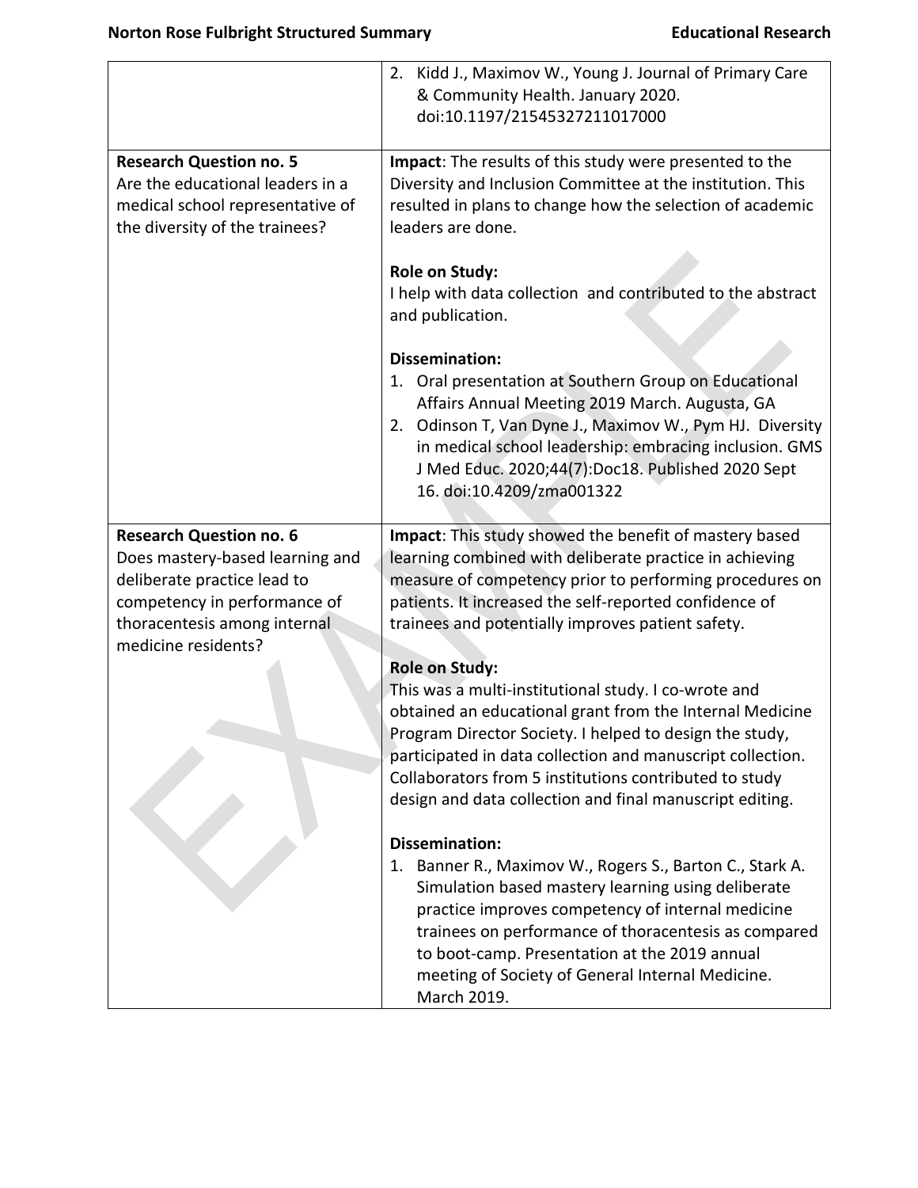| | |
|---|---|
| | 2. Kidd J., Maximov W., Young J. Journal of Primary Care & Community Health. January 2020. doi:10.1197/21545327211017000 |
| **Research Question no. 5**<br>Are the educational leaders in a medical school representative of the diversity of the trainees? | **Impact**: The results of this study were presented to the Diversity and Inclusion Committee at the institution. This resulted in plans to change how the selection of academic leaders are done.<br><br>**Role on Study:**<br>I help with data collection and contributed to the abstract and publication.<br><br>**Dissemination:**<br>1. Oral presentation at Southern Group on Educational Affairs Annual Meeting 2019 March. Augusta, GA<br>2. Odinson T, Van Dyne J., Maximov W., Pym HJ. Diversity in medical school leadership: embracing inclusion. GMS J Med Educ. 2020;44(7):Doc18. Published 2020 Sept 16. doi:10.4209/zma001322 |
| **Research Question no. 6**<br>Does mastery-based learning and deliberate practice lead to competency in performance of thoracentesis among internal medicine residents? | **Impact**: This study showed the benefit of mastery based learning combined with deliberate practice in achieving measure of competency prior to performing procedures on patients. It increased the self-reported confidence of trainees and potentially improves patient safety.<br><br>**Role on Study:**<br>This was a multi-institutional study. I co-wrote and obtained an educational grant from the Internal Medicine Program Director Society. I helped to design the study, participated in data collection and manuscript collection. Collaborators from 5 institutions contributed to study design and data collection and final manuscript editing.<br><br>**Dissemination:**<br>1. Banner R., Maximov W., Rogers S., Barton C., Stark A. Simulation based mastery learning using deliberate practice improves competency of internal medicine trainees on performance of thoracentesis as compared to boot-camp. Presentation at the 2019 annual meeting of Society of General Internal Medicine. March 2019. |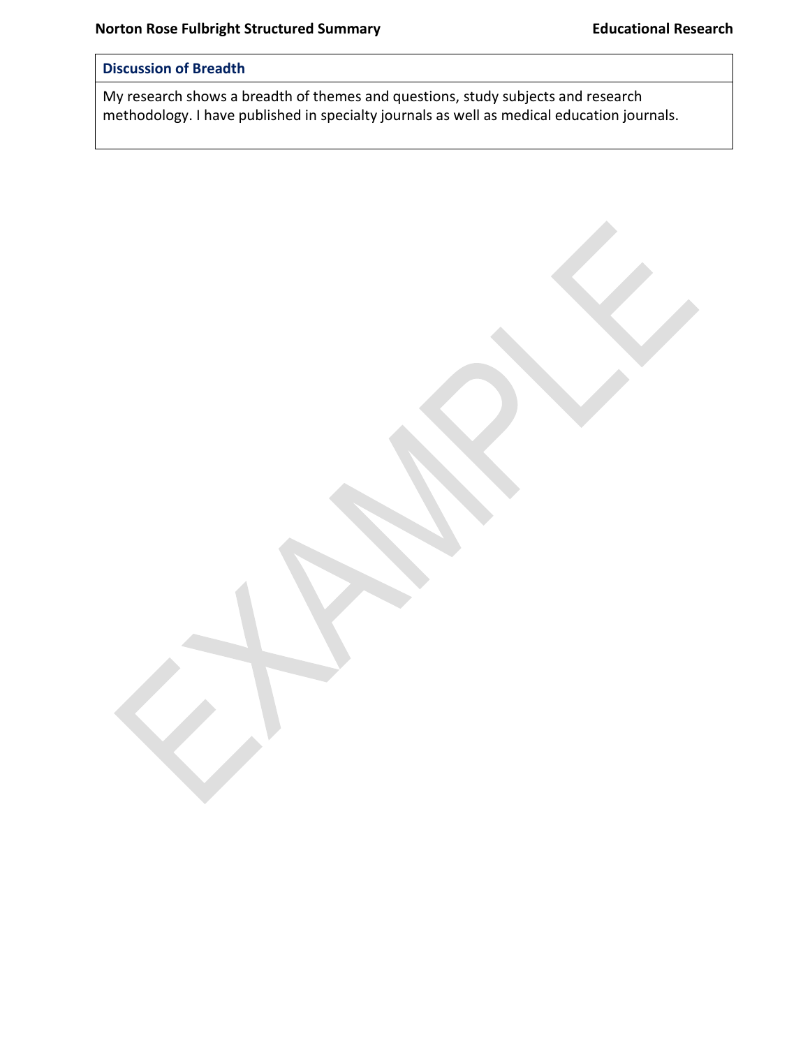## Discussion of Breadth

My research shows a breadth of themes and questions, study subjects and research methodology. I have published in specialty journals as well as medical education journals.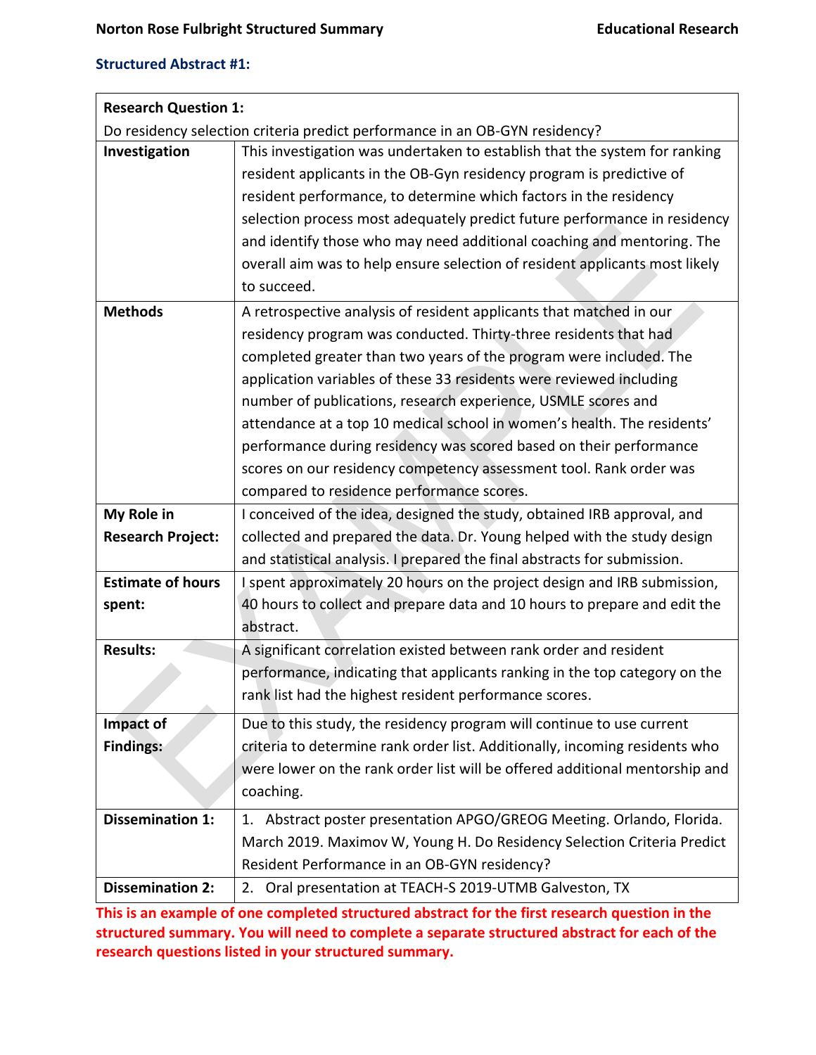**Structured Abstract #1:**

| **Research Question 1:** Do residency selection criteria predict performance in an OB-GYN residency? | |
|---|---|
| **Investigation** | This investigation was undertaken to establish that the system for ranking resident applicants in the OB-Gyn residency program is predictive of resident performance, to determine which factors in the residency selection process most adequately predict future performance in residency and identify those who may need additional coaching and mentoring. The overall aim was to help ensure selection of resident applicants most likely to succeed. |
| **Methods** | A retrospective analysis of resident applicants that matched in our residency program was conducted. Thirty-three residents that had completed greater than two years of the program were included. The application variables of these 33 residents were reviewed including number of publications, research experience, USMLE scores and attendance at a top 10 medical school in women's health. The residents' performance during residency was scored based on their performance scores on our residency competency assessment tool. Rank order was compared to residence performance scores. |
| **My Role in Research Project:** | I conceived of the idea, designed the study, obtained IRB approval, and collected and prepared the data. Dr. Young helped with the study design and statistical analysis. I prepared the final abstracts for submission. |
| **Estimate of hours spent:** | I spent approximately 20 hours on the project design and IRB submission, 40 hours to collect and prepare data and 10 hours to prepare and edit the abstract. |
| **Results:** | A significant correlation existed between rank order and resident performance, indicating that applicants ranking in the top category on the rank list had the highest resident performance scores. |
| **Impact of Findings:** | Due to this study, the residency program will continue to use current criteria to determine rank order list. Additionally, incoming residents who were lower on the rank order list will be offered additional mentorship and coaching. |
| **Dissemination 1:** | 1. Abstract poster presentation APGO/GREOG Meeting. Orlando, Florida. March 2019. Maximov W, Young H. Do Residency Selection Criteria Predict Resident Performance in an OB-GYN residency? |
| **Dissemination 2:** | 2. Oral presentation at TEACH-S 2019-UTMB Galveston, TX |

**This is an example of one completed structured abstract for the first research question in the structured summary. You will need to complete a separate structured abstract for each of the research questions listed in your structured summary.**